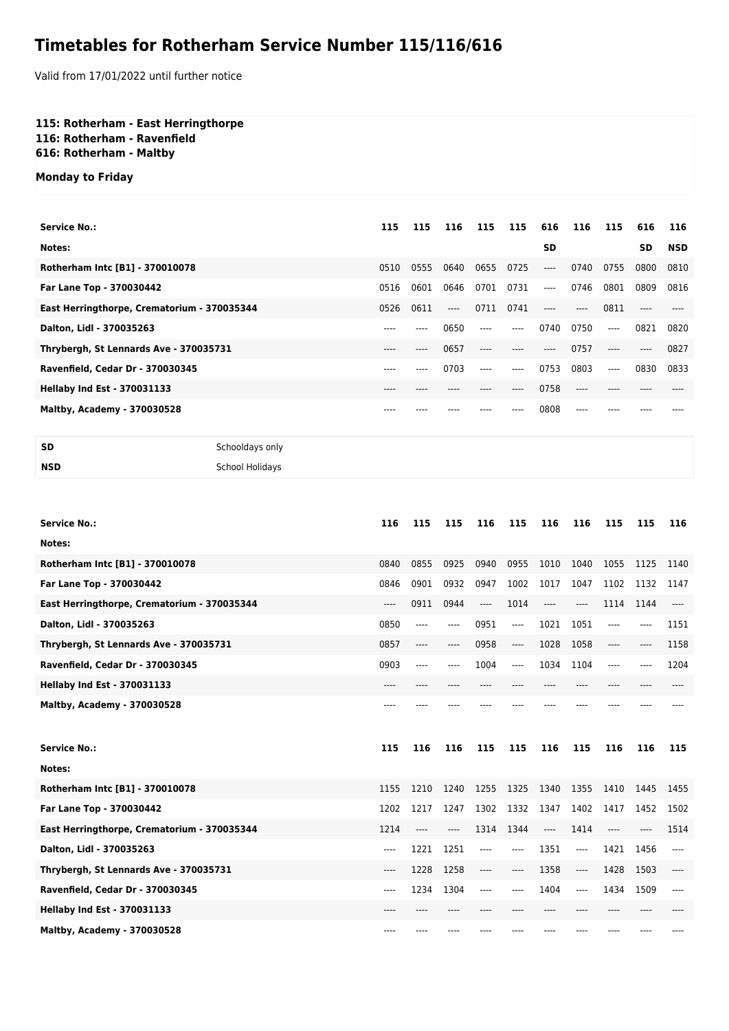# Timetables for Rotherham Service Number 115/116/616

Valid from 17/01/2022 until further notice

**115: Rotherham - East Herringthorpe**
**116: Rotherham - Ravenfield**
**616: Rotherham - Maltby**

**Monday to Friday**

| Service No.: | 115 | 115 | 116 | 115 | 115 | 616 | 116 | 115 | 616 | 116 |
|---|---|---|---|---|---|---|---|---|---|---|
| Notes: | | | | | | SD | | | SD | NSD |
| Rotherham Intc [B1] - 370010078 | 0510 | 0555 | 0640 | 0655 | 0725 | ---- | 0740 | 0755 | 0800 | 0810 |
| Far Lane Top - 370030442 | 0516 | 0601 | 0646 | 0701 | 0731 | ---- | 0746 | 0801 | 0809 | 0816 |
| East Herringthorpe, Crematorium - 370035344 | 0526 | 0611 | ---- | 0711 | 0741 | ---- | ---- | 0811 | ---- | ---- |
| Dalton, Lidl - 370035263 | ---- | ---- | 0650 | ---- | ---- | 0740 | 0750 | ---- | 0821 | 0820 |
| Thrybergh, St Lennards Ave - 370035731 | ---- | ---- | 0657 | ---- | ---- | ---- | 0757 | ---- | ---- | 0827 |
| Ravenfield, Cedar Dr - 370030345 | ---- | ---- | 0703 | ---- | ---- | 0753 | 0803 | ---- | 0830 | 0833 |
| Hellaby Ind Est - 370031133 | ---- | ---- | ---- | ---- | ---- | 0758 | ---- | ---- | ---- | ---- |
| Maltby, Academy - 370030528 | ---- | ---- | ---- | ---- | ---- | 0808 | ---- | ---- | ---- | ---- |

| | |
|---|---|
| SD | Schooldays only |
| NSD | School Holidays |

| Service No.: | 116 | 115 | 115 | 116 | 115 | 116 | 116 | 115 | 115 | 116 |
|---|---|---|---|---|---|---|---|---|---|---|
| Notes: | | | | | | | | | | |
| Rotherham Intc [B1] - 370010078 | 0840 | 0855 | 0925 | 0940 | 0955 | 1010 | 1040 | 1055 | 1125 | 1140 |
| Far Lane Top - 370030442 | 0846 | 0901 | 0932 | 0947 | 1002 | 1017 | 1047 | 1102 | 1132 | 1147 |
| East Herringthorpe, Crematorium - 370035344 | ---- | 0911 | 0944 | ---- | 1014 | ---- | ---- | 1114 | 1144 | ---- |
| Dalton, Lidl - 370035263 | 0850 | ---- | ---- | 0951 | ---- | 1021 | 1051 | ---- | ---- | 1151 |
| Thrybergh, St Lennards Ave - 370035731 | 0857 | ---- | ---- | 0958 | ---- | 1028 | 1058 | ---- | ---- | 1158 |
| Ravenfield, Cedar Dr - 370030345 | 0903 | ---- | ---- | 1004 | ---- | 1034 | 1104 | ---- | ---- | 1204 |
| Hellaby Ind Est - 370031133 | ---- | ---- | ---- | ---- | ---- | ---- | ---- | ---- | ---- | ---- |
| Maltby, Academy - 370030528 | ---- | ---- | ---- | ---- | ---- | ---- | ---- | ---- | ---- | ---- |

| Service No.: | 115 | 116 | 116 | 115 | 115 | 116 | 115 | 116 | 116 | 115 |
|---|---|---|---|---|---|---|---|---|---|---|
| Notes: | | | | | | | | | | |
| Rotherham Intc [B1] - 370010078 | 1155 | 1210 | 1240 | 1255 | 1325 | 1340 | 1355 | 1410 | 1445 | 1455 |
| Far Lane Top - 370030442 | 1202 | 1217 | 1247 | 1302 | 1332 | 1347 | 1402 | 1417 | 1452 | 1502 |
| East Herringthorpe, Crematorium - 370035344 | 1214 | ---- | ---- | 1314 | 1344 | ---- | 1414 | ---- | ---- | 1514 |
| Dalton, Lidl - 370035263 | ---- | 1221 | 1251 | ---- | ---- | 1351 | ---- | 1421 | 1456 | ---- |
| Thrybergh, St Lennards Ave - 370035731 | ---- | 1228 | 1258 | ---- | ---- | 1358 | ---- | 1428 | 1503 | ---- |
| Ravenfield, Cedar Dr - 370030345 | ---- | 1234 | 1304 | ---- | ---- | 1404 | ---- | 1434 | 1509 | ---- |
| Hellaby Ind Est - 370031133 | ---- | ---- | ---- | ---- | ---- | ---- | ---- | ---- | ---- | ---- |
| Maltby, Academy - 370030528 | ---- | ---- | ---- | ---- | ---- | ---- | ---- | ---- | ---- | ---- |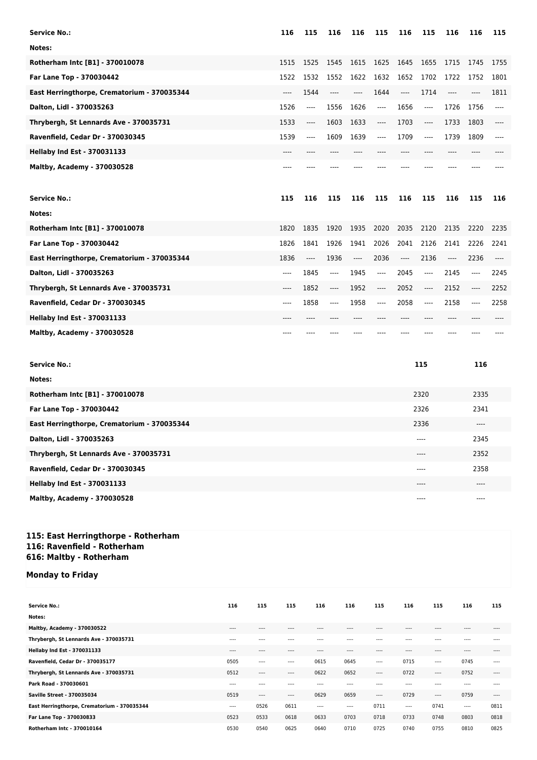| Service No.: | 116 | 115 | 116 | 116 | 115 | 116 | 115 | 116 | 116 | 115 |
|---|---|---|---|---|---|---|---|---|---|---|
| Notes: | | | | | | | | | | |
| Rotherham Intc [B1] - 370010078 | 1515 | 1525 | 1545 | 1615 | 1625 | 1645 | 1655 | 1715 | 1745 | 1755 |
| Far Lane Top - 370030442 | 1522 | 1532 | 1552 | 1622 | 1632 | 1652 | 1702 | 1722 | 1752 | 1801 |
| East Herringthorpe, Crematorium - 370035344 | ---- | 1544 | ---- | ---- | 1644 | ---- | 1714 | ---- | ---- | 1811 |
| Dalton, Lidl - 370035263 | 1526 | ---- | 1556 | 1626 | ---- | 1656 | ---- | 1726 | 1756 | ---- |
| Thrybergh, St Lennards Ave - 370035731 | 1533 | ---- | 1603 | 1633 | ---- | 1703 | ---- | 1733 | 1803 | ---- |
| Ravenfield, Cedar Dr - 370030345 | 1539 | ---- | 1609 | 1639 | ---- | 1709 | ---- | 1739 | 1809 | ---- |
| Hellaby Ind Est - 370031133 | ---- | ---- | ---- | ---- | ---- | ---- | ---- | ---- | ---- | ---- |
| Maltby, Academy - 370030528 | ---- | ---- | ---- | ---- | ---- | ---- | ---- | ---- | ---- | ---- |

| Service No.: | 115 | 116 | 115 | 116 | 115 | 116 | 115 | 116 | 115 | 116 |
|---|---|---|---|---|---|---|---|---|---|---|
| Notes: | | | | | | | | | | |
| Rotherham Intc [B1] - 370010078 | 1820 | 1835 | 1920 | 1935 | 2020 | 2035 | 2120 | 2135 | 2220 | 2235 |
| Far Lane Top - 370030442 | 1826 | 1841 | 1926 | 1941 | 2026 | 2041 | 2126 | 2141 | 2226 | 2241 |
| East Herringthorpe, Crematorium - 370035344 | 1836 | ---- | 1936 | ---- | 2036 | ---- | 2136 | ---- | 2236 | ---- |
| Dalton, Lidl - 370035263 | ---- | 1845 | ---- | 1945 | ---- | 2045 | ---- | 2145 | ---- | 2245 |
| Thrybergh, St Lennards Ave - 370035731 | ---- | 1852 | ---- | 1952 | ---- | 2052 | ---- | 2152 | ---- | 2252 |
| Ravenfield, Cedar Dr - 370030345 | ---- | 1858 | ---- | 1958 | ---- | 2058 | ---- | 2158 | ---- | 2258 |
| Hellaby Ind Est - 370031133 | ---- | ---- | ---- | ---- | ---- | ---- | ---- | ---- | ---- | ---- |
| Maltby, Academy - 370030528 | ---- | ---- | ---- | ---- | ---- | ---- | ---- | ---- | ---- | ---- |

| Service No.: | 115 | 116 |
|---|---|---|
| Notes: | | |
| Rotherham Intc [B1] - 370010078 | 2320 | 2335 |
| Far Lane Top - 370030442 | 2326 | 2341 |
| East Herringthorpe, Crematorium - 370035344 | 2336 | ---- |
| Dalton, Lidl - 370035263 | ---- | 2345 |
| Thrybergh, St Lennards Ave - 370035731 | ---- | 2352 |
| Ravenfield, Cedar Dr - 370030345 | ---- | 2358 |
| Hellaby Ind Est - 370031133 | ---- | ---- |
| Maltby, Academy - 370030528 | ---- | ---- |

## 115: East Herringthorpe - Rotherham
## 116: Ravenfield - Rotherham
## 616: Maltby - Rotherham

### Monday to Friday

| Service No.: | 116 | 115 | 115 | 116 | 116 | 115 | 116 | 115 | 116 | 115 |
|---|---|---|---|---|---|---|---|---|---|---|
| Notes: | | | | | | | | | | |
| Maltby, Academy - 370030522 | ---- | ---- | ---- | ---- | ---- | ---- | ---- | ---- | ---- | ---- |
| Thrybergh, St Lennards Ave - 370035731 | ---- | ---- | ---- | ---- | ---- | ---- | ---- | ---- | ---- | ---- |
| Hellaby Ind Est - 370031133 | ---- | ---- | ---- | ---- | ---- | ---- | ---- | ---- | ---- | ---- |
| Ravenfield, Cedar Dr - 370035177 | 0505 | ---- | ---- | 0615 | 0645 | ---- | 0715 | ---- | 0745 | ---- |
| Thrybergh, St Lennards Ave - 370035731 | 0512 | ---- | ---- | 0622 | 0652 | ---- | 0722 | ---- | 0752 | ---- |
| Park Road - 370030601 | ---- | ---- | ---- | ---- | ---- | ---- | ---- | ---- | ---- | ---- |
| Saville Street - 370035034 | 0519 | ---- | ---- | 0629 | 0659 | ---- | 0729 | ---- | 0759 | ---- |
| East Herringthorpe, Crematorium - 370035344 | ---- | 0526 | 0611 | ---- | ---- | 0711 | ---- | 0741 | ---- | 0811 |
| Far Lane Top - 370030833 | 0523 | 0533 | 0618 | 0633 | 0703 | 0718 | 0733 | 0748 | 0803 | 0818 |
| Rotherham Intc - 370010164 | 0530 | 0540 | 0625 | 0640 | 0710 | 0725 | 0740 | 0755 | 0810 | 0825 |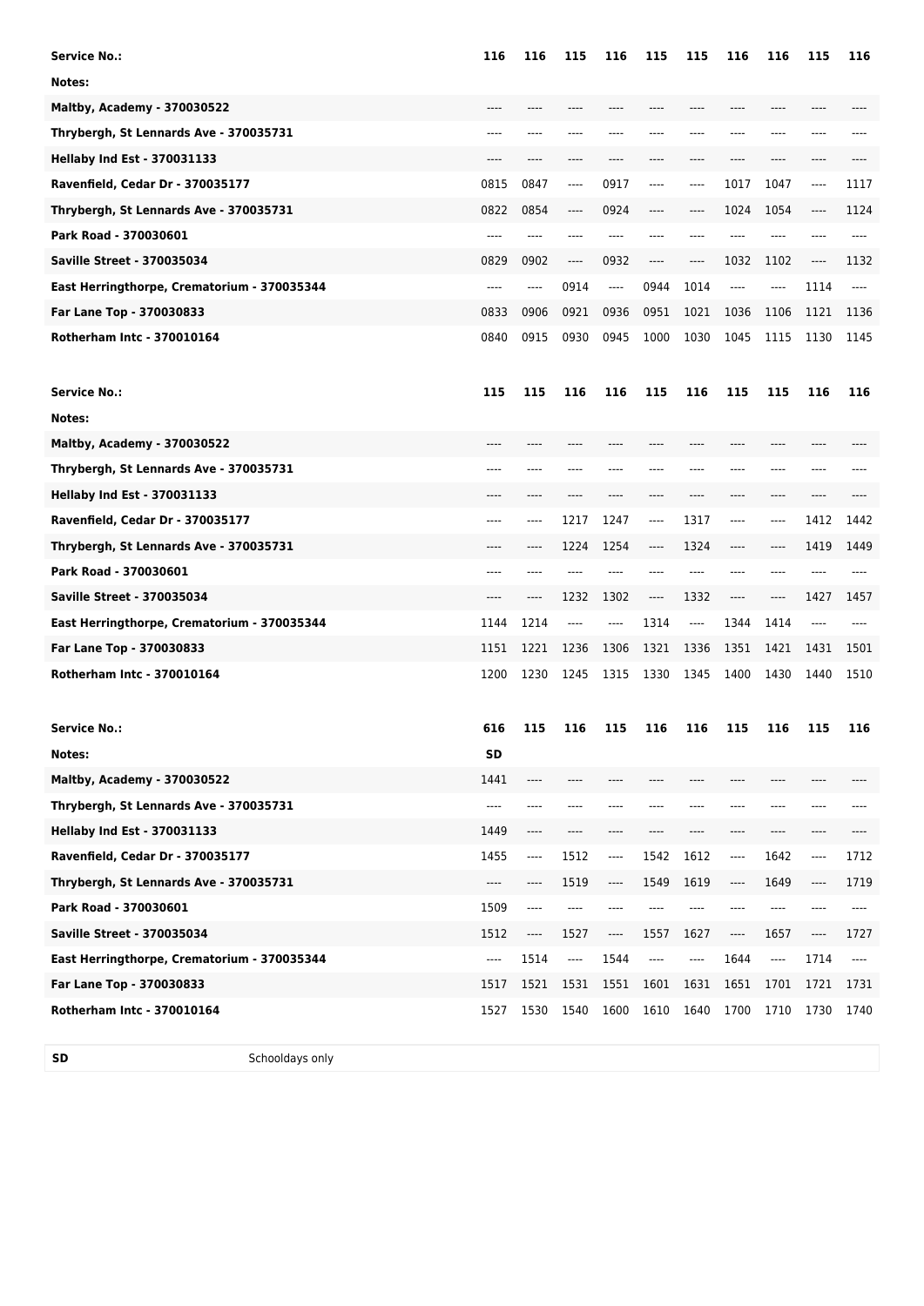| Service No.: | 116 | 116 | 115 | 116 | 115 | 115 | 116 | 116 | 115 | 116 |
|---|---|---|---|---|---|---|---|---|---|---|
| Notes: | | | | | | | | | | |
| Maltby, Academy - 370030522 | ---- | ---- | ---- | ---- | ---- | ---- | ---- | ---- | ---- | ---- |
| Thrybergh, St Lennards Ave - 370035731 | ---- | ---- | ---- | ---- | ---- | ---- | ---- | ---- | ---- | ---- |
| Hellaby Ind Est - 370031133 | ---- | ---- | ---- | ---- | ---- | ---- | ---- | ---- | ---- | ---- |
| Ravenfield, Cedar Dr - 370035177 | 0815 | 0847 | ---- | 0917 | ---- | ---- | 1017 | 1047 | ---- | 1117 |
| Thrybergh, St Lennards Ave - 370035731 | 0822 | 0854 | ---- | 0924 | ---- | ---- | 1024 | 1054 | ---- | 1124 |
| Park Road - 370030601 | ---- | ---- | ---- | ---- | ---- | ---- | ---- | ---- | ---- | ---- |
| Saville Street - 370035034 | 0829 | 0902 | ---- | 0932 | ---- | ---- | 1032 | 1102 | ---- | 1132 |
| East Herringthorpe, Crematorium - 370035344 | ---- | ---- | 0914 | ---- | 0944 | 1014 | ---- | ---- | 1114 | ---- |
| Far Lane Top - 370030833 | 0833 | 0906 | 0921 | 0936 | 0951 | 1021 | 1036 | 1106 | 1121 | 1136 |
| Rotherham Intc - 370010164 | 0840 | 0915 | 0930 | 0945 | 1000 | 1030 | 1045 | 1115 | 1130 | 1145 |

| Service No.: | 115 | 115 | 116 | 116 | 115 | 116 | 115 | 115 | 116 | 116 |
|---|---|---|---|---|---|---|---|---|---|---|
| Notes: | | | | | | | | | | |
| Maltby, Academy - 370030522 | ---- | ---- | ---- | ---- | ---- | ---- | ---- | ---- | ---- | ---- |
| Thrybergh, St Lennards Ave - 370035731 | ---- | ---- | ---- | ---- | ---- | ---- | ---- | ---- | ---- | ---- |
| Hellaby Ind Est - 370031133 | ---- | ---- | ---- | ---- | ---- | ---- | ---- | ---- | ---- | ---- |
| Ravenfield, Cedar Dr - 370035177 | ---- | ---- | 1217 | 1247 | ---- | 1317 | ---- | ---- | 1412 | 1442 |
| Thrybergh, St Lennards Ave - 370035731 | ---- | ---- | 1224 | 1254 | ---- | 1324 | ---- | ---- | 1419 | 1449 |
| Park Road - 370030601 | ---- | ---- | ---- | ---- | ---- | ---- | ---- | ---- | ---- | ---- |
| Saville Street - 370035034 | ---- | ---- | 1232 | 1302 | ---- | 1332 | ---- | ---- | 1427 | 1457 |
| East Herringthorpe, Crematorium - 370035344 | 1144 | 1214 | ---- | ---- | 1314 | ---- | 1344 | 1414 | ---- | ---- |
| Far Lane Top - 370030833 | 1151 | 1221 | 1236 | 1306 | 1321 | 1336 | 1351 | 1421 | 1431 | 1501 |
| Rotherham Intc - 370010164 | 1200 | 1230 | 1245 | 1315 | 1330 | 1345 | 1400 | 1430 | 1440 | 1510 |

| Service No.: | 616 | 115 | 116 | 115 | 116 | 116 | 115 | 116 | 115 | 116 |
|---|---|---|---|---|---|---|---|---|---|---|
| Notes: | SD | | | | | | | | | |
| Maltby, Academy - 370030522 | 1441 | ---- | ---- | ---- | ---- | ---- | ---- | ---- | ---- | ---- |
| Thrybergh, St Lennards Ave - 370035731 | ---- | ---- | ---- | ---- | ---- | ---- | ---- | ---- | ---- | ---- |
| Hellaby Ind Est - 370031133 | 1449 | ---- | ---- | ---- | ---- | ---- | ---- | ---- | ---- | ---- |
| Ravenfield, Cedar Dr - 370035177 | 1455 | ---- | 1512 | ---- | 1542 | 1612 | ---- | 1642 | ---- | 1712 |
| Thrybergh, St Lennards Ave - 370035731 | ---- | ---- | 1519 | ---- | 1549 | 1619 | ---- | 1649 | ---- | 1719 |
| Park Road - 370030601 | 1509 | ---- | ---- | ---- | ---- | ---- | ---- | ---- | ---- | ---- |
| Saville Street - 370035034 | 1512 | ---- | 1527 | ---- | 1557 | 1627 | ---- | 1657 | ---- | 1727 |
| East Herringthorpe, Crematorium - 370035344 | ---- | 1514 | ---- | 1544 | ---- | ---- | 1644 | ---- | 1714 | ---- |
| Far Lane Top - 370030833 | 1517 | 1521 | 1531 | 1551 | 1601 | 1631 | 1651 | 1701 | 1721 | 1731 |
| Rotherham Intc - 370010164 | 1527 | 1530 | 1540 | 1600 | 1610 | 1640 | 1700 | 1710 | 1730 | 1740 |

| SD | Schooldays only |
|---|---|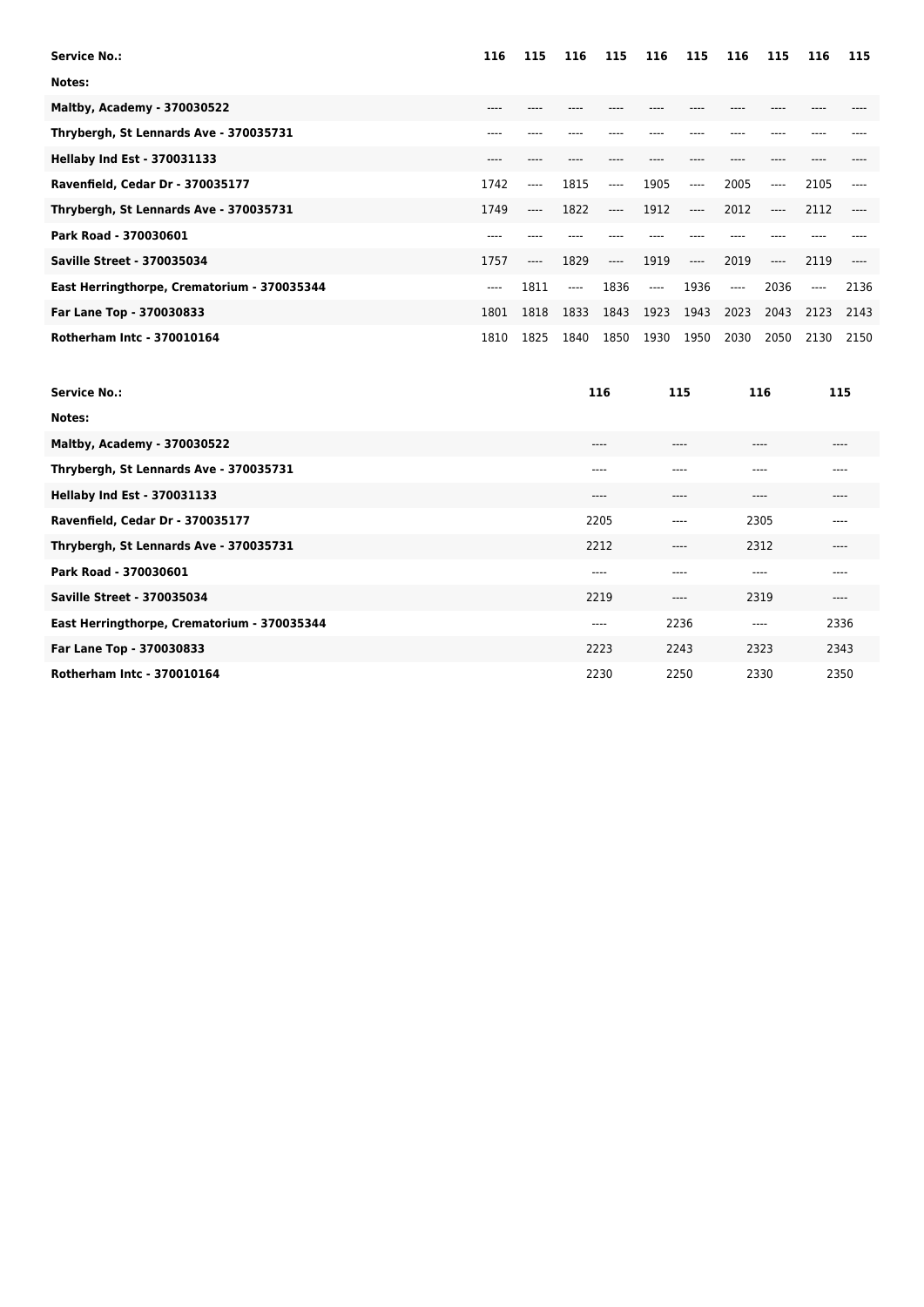| Service No.: | 116 | 115 | 116 | 115 | 116 | 115 | 116 | 115 | 116 | 115 |
|---|---|---|---|---|---|---|---|---|---|---|
| Notes: | | | | | | | | | | |
| Maltby, Academy - 370030522 | ---- | ---- | ---- | ---- | ---- | ---- | ---- | ---- | ---- | ---- |
| Thrybergh, St Lennards Ave - 370035731 | ---- | ---- | ---- | ---- | ---- | ---- | ---- | ---- | ---- | ---- |
| Hellaby Ind Est - 370031133 | ---- | ---- | ---- | ---- | ---- | ---- | ---- | ---- | ---- | ---- |
| Ravenfield, Cedar Dr - 370035177 | 1742 | ---- | 1815 | ---- | 1905 | ---- | 2005 | ---- | 2105 | ---- |
| Thrybergh, St Lennards Ave - 370035731 | 1749 | ---- | 1822 | ---- | 1912 | ---- | 2012 | ---- | 2112 | ---- |
| Park Road - 370030601 | ---- | ---- | ---- | ---- | ---- | ---- | ---- | ---- | ---- | ---- |
| Saville Street - 370035034 | 1757 | ---- | 1829 | ---- | 1919 | ---- | 2019 | ---- | 2119 | ---- |
| East Herringthorpe, Crematorium - 370035344 | ---- | 1811 | ---- | 1836 | ---- | 1936 | ---- | 2036 | ---- | 2136 |
| Far Lane Top - 370030833 | 1801 | 1818 | 1833 | 1843 | 1923 | 1943 | 2023 | 2043 | 2123 | 2143 |
| Rotherham Intc - 370010164 | 1810 | 1825 | 1840 | 1850 | 1930 | 1950 | 2030 | 2050 | 2130 | 2150 |

| Service No.: | 116 | 115 | 116 | 115 |
|---|---|---|---|---|
| Notes: | | | | |
| Maltby, Academy - 370030522 | ---- | ---- | ---- | ---- |
| Thrybergh, St Lennards Ave - 370035731 | ---- | ---- | ---- | ---- |
| Hellaby Ind Est - 370031133 | ---- | ---- | ---- | ---- |
| Ravenfield, Cedar Dr - 370035177 | 2205 | ---- | 2305 | ---- |
| Thrybergh, St Lennards Ave - 370035731 | 2212 | ---- | 2312 | ---- |
| Park Road - 370030601 | ---- | ---- | ---- | ---- |
| Saville Street - 370035034 | 2219 | ---- | 2319 | ---- |
| East Herringthorpe, Crematorium - 370035344 | ---- | 2236 | ---- | 2336 |
| Far Lane Top - 370030833 | 2223 | 2243 | 2323 | 2343 |
| Rotherham Intc - 370010164 | 2230 | 2250 | 2330 | 2350 |